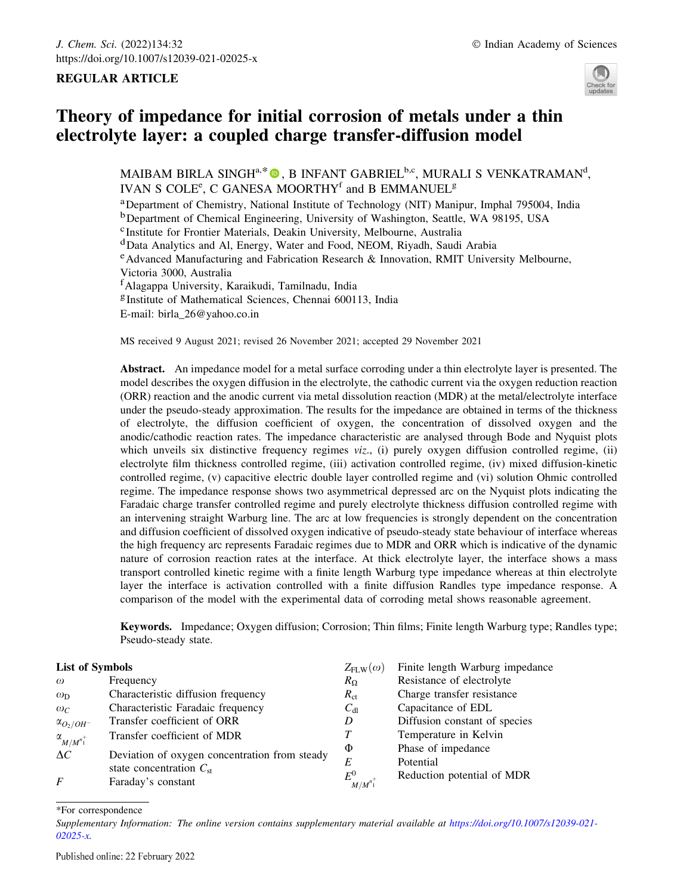J. Chem. Sci. (2022)134:32
https://doi.org/10.1007/s12039-021-02025-x

© Indian Academy of Sciences

**REGULAR ARTICLE**

# Theory of impedance for initial corrosion of metals under a thin electrolyte layer: a coupled charge transfer-diffusion model

MAIBAM BIRLA SINGH[a,*], B INFANT GABRIEL[b,c], MURALI S VENKATRAMAN[d], IVAN S COLE[e], C GANESA MOORTHY[f] and B EMMANUEL[g]

[a]Department of Chemistry, National Institute of Technology (NIT) Manipur, Imphal 795004, India
[b]Department of Chemical Engineering, University of Washington, Seattle, WA 98195, USA
[c]Institute for Frontier Materials, Deakin University, Melbourne, Australia
[d]Data Analytics and Al, Energy, Water and Food, NEOM, Riyadh, Saudi Arabia
[e]Advanced Manufacturing and Fabrication Research & Innovation, RMIT University Melbourne, Victoria 3000, Australia
[f]Alagappa University, Karaikudi, Tamilnadu, India
[g]Institute of Mathematical Sciences, Chennai 600113, India
E-mail: birla_26@yahoo.co.in

MS received 9 August 2021; revised 26 November 2021; accepted 29 November 2021

**Abstract.** An impedance model for a metal surface corroding under a thin electrolyte layer is presented. The model describes the oxygen diffusion in the electrolyte, the cathodic current via the oxygen reduction reaction (ORR) reaction and the anodic current via metal dissolution reaction (MDR) at the metal/electrolyte interface under the pseudo-steady approximation. The results for the impedance are obtained in terms of the thickness of electrolyte, the diffusion coefficient of oxygen, the concentration of dissolved oxygen and the anodic/cathodic reaction rates. The impedance characteristic are analysed through Bode and Nyquist plots which unveils six distinctive frequency regimes *viz*., (i) purely oxygen diffusion controlled regime, (ii) electrolyte film thickness controlled regime, (iii) activation controlled regime, (iv) mixed diffusion-kinetic controlled regime, (v) capacitive electric double layer controlled regime and (vi) solution Ohmic controlled regime. The impedance response shows two asymmetrical depressed arc on the Nyquist plots indicating the Faradaic charge transfer controlled regime and purely electrolyte thickness diffusion controlled regime with an intervening straight Warburg line. The arc at low frequencies is strongly dependent on the concentration and diffusion coefficient of dissolved oxygen indicative of pseudo-steady state behaviour of interface whereas the high frequency arc represents Faradaic regimes due to MDR and ORR which is indicative of the dynamic nature of corrosion reaction rates at the interface. At thick electrolyte layer, the interface shows a mass transport controlled kinetic regime with a finite length Warburg type impedance whereas at thin electrolyte layer the interface is activation controlled with a finite diffusion Randles type impedance response. A comparison of the model with the experimental data of corroding metal shows reasonable agreement.

**Keywords.** Impedance; Oxygen diffusion; Corrosion; Thin films; Finite length Warburg type; Randles type; Pseudo-steady state.

## List of Symbols

| Symbol | Description |
|---|---|
| $\omega$ | Frequency |
| $\omega_D$ | Characteristic diffusion frequency |
| $\omega_C$ | Characteristic Faradaic frequency |
| $\alpha_{O_2/OH^-}$ | Transfer coefficient of ORR |
| $\alpha_{M/M^{n+}_1}$ | Transfer coefficient of MDR |
| $\Delta C$ | Deviation of oxygen concentration from steady state concentration $C_{st}$ |
| $F$ | Faraday's constant |
| $Z_{FLW}(\omega)$ | Finite length Warburg impedance |
| $R_\Omega$ | Resistance of electrolyte |
| $R_{ct}$ | Charge transfer resistance |
| $C_{dl}$ | Capacitance of EDL |
| $D$ | Diffusion constant of species |
| $T$ | Temperature in Kelvin |
| $\Phi$ | Phase of impedance |
| $E$ | Potential |
| $E^0_{M/M^{n+}_1}$ | Reduction potential of MDR |

*For correspondence

*Supplementary Information: The online version contains supplementary material available at https://doi.org/10.1007/s12039-021-02025-x.*

Published online: 22 February 2022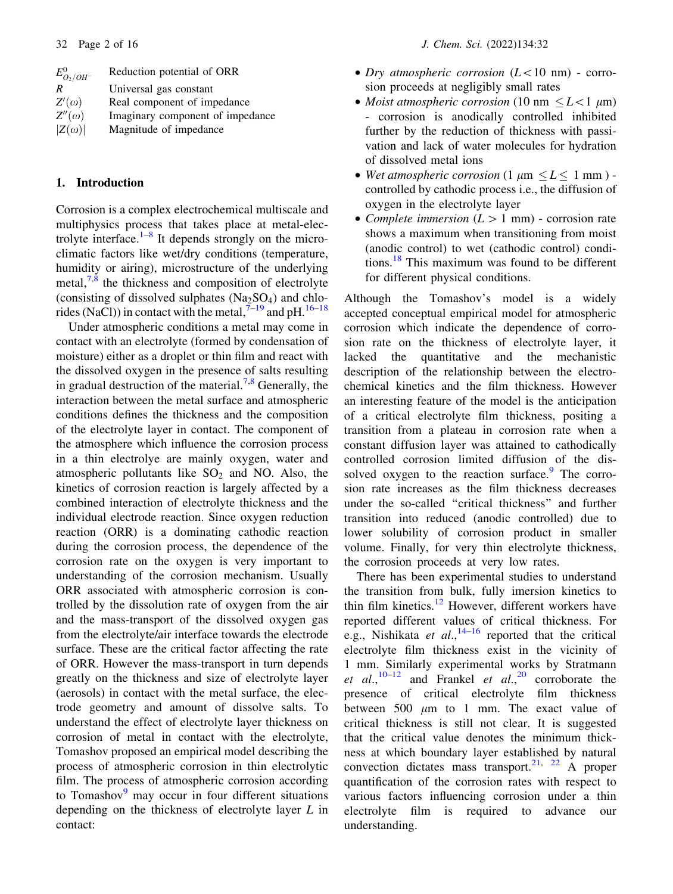| | |
|---|---|
| $E^0_{O_2/OH^-}$ | Reduction potential of ORR |
| $R$ | Universal gas constant |
| $Z'(\omega)$ | Real component of impedance |
| $Z''(\omega)$ | Imaginary component of impedance |
| $\|Z(\omega)\|$ | Magnitude of impedance |

## 1. Introduction

Corrosion is a complex electrochemical multiscale and multiphysics process that takes place at metal-electrolyte interface.[1–8] It depends strongly on the microclimatic factors like wet/dry conditions (temperature, humidity or airing), microstructure of the underlying metal,[7,8] the thickness and composition of electrolyte (consisting of dissolved sulphates ($Na_2SO_4$) and chlorides (NaCl)) in contact with the metal,[7–19] and pH.[16–18]

Under atmospheric conditions a metal may come in contact with an electrolyte (formed by condensation of moisture) either as a droplet or thin film and react with the dissolved oxygen in the presence of salts resulting in gradual destruction of the material.[7,8] Generally, the interaction between the metal surface and atmospheric conditions defines the thickness and the composition of the electrolyte layer in contact. The component of the atmosphere which influence the corrosion process in a thin electrolye are mainly oxygen, water and atmospheric pollutants like $SO_2$ and NO. Also, the kinetics of corrosion reaction is largely affected by a combined interaction of electrolyte thickness and the individual electrode reaction. Since oxygen reduction reaction (ORR) is a dominating cathodic reaction during the corrosion process, the dependence of the corrosion rate on the oxygen is very important to understanding of the corrosion mechanism. Usually ORR associated with atmospheric corrosion is controlled by the dissolution rate of oxygen from the air and the mass-transport of the dissolved oxygen gas from the electrolyte/air interface towards the electrode surface. These are the critical factor affecting the rate of ORR. However the mass-transport in turn depends greatly on the thickness and size of electrolyte layer (aerosols) in contact with the metal surface, the electrode geometry and amount of dissolve salts. To understand the effect of electrolyte layer thickness on corrosion of metal in contact with the electrolyte, Tomashov proposed an empirical model describing the process of atmospheric corrosion in thin electrolytic film. The process of atmospheric corrosion according to Tomashov[9] may occur in four different situations depending on the thickness of electrolyte layer $L$ in contact:

- *Dry atmospheric corrosion* ($L < 10$ nm) - corrosion proceeds at negligibly small rates
- *Moist atmospheric corrosion* (10 nm $\leq L < 1$ $\mu$m) - corrosion is anodically controlled inhibited further by the reduction of thickness with passivation and lack of water molecules for hydration of dissolved metal ions
- *Wet atmospheric corrosion* (1 $\mu$m $\leq L \leq$ 1 mm ) - controlled by cathodic process i.e., the diffusion of oxygen in the electrolyte layer
- *Complete immersion* ($L >$ 1 mm) - corrosion rate shows a maximum when transitioning from moist (anodic control) to wet (cathodic control) conditions.[18] This maximum was found to be different for different physical conditions.

Although the Tomashov's model is a widely accepted conceptual empirical model for atmospheric corrosion which indicate the dependence of corrosion rate on the thickness of electrolyte layer, it lacked the quantitative and the mechanistic description of the relationship between the electrochemical kinetics and the film thickness. However an interesting feature of the model is the anticipation of a critical electrolyte film thickness, positing a transition from a plateau in corrosion rate when a constant diffusion layer was attained to cathodically controlled corrosion limited diffusion of the dissolved oxygen to the reaction surface.[9] The corrosion rate increases as the film thickness decreases under the so-called "critical thickness" and further transition into reduced (anodic controlled) due to lower solubility of corrosion product in smaller volume. Finally, for very thin electrolyte thickness, the corrosion proceeds at very low rates.

There has been experimental studies to understand the transition from bulk, fully imersion kinetics to thin film kinetics.[12] However, different workers have reported different values of critical thickness. For e.g., Nishikata *et al.*,[14–16] reported that the critical electrolyte film thickness exist in the vicinity of 1 mm. Similarly experimental works by Stratmann *et al.*,[10–12] and Frankel *et al.*,[20] corroborate the presence of critical electrolyte film thickness between 500 $\mu$m to 1 mm. The exact value of critical thickness is still not clear. It is suggested that the critical value denotes the minimum thickness at which boundary layer established by natural convection dictates mass transport.[21, 22] A proper quantification of the corrosion rates with respect to various factors influencing corrosion under a thin electrolyte film is required to advance our understanding.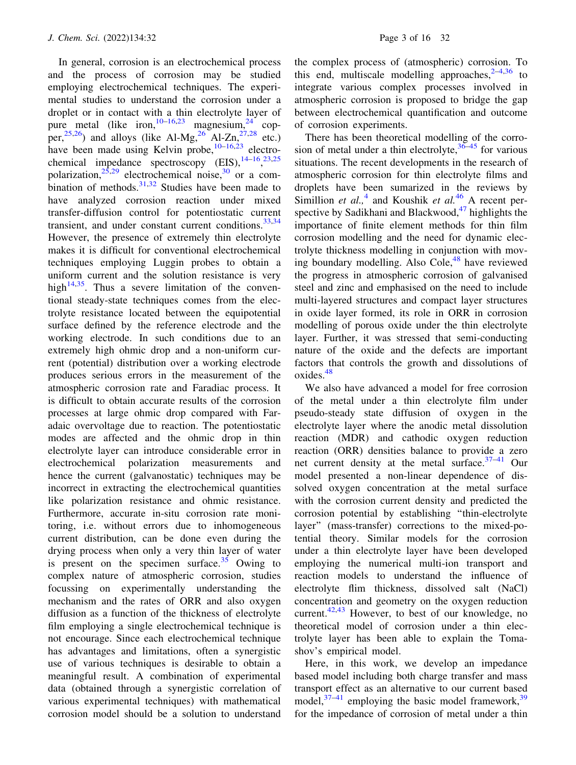In general, corrosion is an electrochemical process and the process of corrosion may be studied employing electrochemical techniques. The experimental studies to understand the corrosion under a droplet or in contact with a thin electrolyte layer of pure metal (like iron,[10–16,23] magnesium,[24] copper,[25,26]) and alloys (like Al-Mg,[26] Al-Zn,[27,28] etc.) have been made using Kelvin probe,[10–16,23] electrochemical impedance spectroscopy (EIS),[14–16,23,25] polarization,[25,29] electrochemical noise,[30] or a combination of methods.[31,32] Studies have been made to have analyzed corrosion reaction under mixed transfer-diffusion control for potentiostatic current transient, and under constant current conditions.[33,34] However, the presence of extremely thin electrolyte makes it is difficult for conventional electrochemical techniques employing Luggin probes to obtain a uniform current and the solution resistance is very high[14,35]. Thus a severe limitation of the conventional steady-state techniques comes from the electrolyte resistance located between the equipotential surface defined by the reference electrode and the working electrode. In such conditions due to an extremely high ohmic drop and a non-uniform current (potential) distribution over a working electrode produces serious errors in the measurement of the atmospheric corrosion rate and Faradiac process. It is difficult to obtain accurate results of the corrosion processes at large ohmic drop compared with Faradaic overvoltage due to reaction. The potentiostatic modes are affected and the ohmic drop in thin electrolyte layer can introduce considerable error in electrochemical polarization measurements and hence the current (galvanostatic) techniques may be incorrect in extracting the electrochemical quantities like polarization resistance and ohmic resistance. Furthermore, accurate in-situ corrosion rate monitoring, i.e. without errors due to inhomogeneous current distribution, can be done even during the drying process when only a very thin layer of water is present on the specimen surface.[35] Owing to complex nature of atmospheric corrosion, studies focussing on experimentally understanding the mechanism and the rates of ORR and also oxygen diffusion as a function of the thickness of electrolyte film employing a single electrochemical technique is not encourage. Since each electrochemical technique has advantages and limitations, often a synergistic use of various techniques is desirable to obtain a meaningful result. A combination of experimental data (obtained through a synergistic correlation of various experimental techniques) with mathematical corrosion model should be a solution to understand the complex process of (atmospheric) corrosion. To this end, multiscale modelling approaches,[2–4,36] to integrate various complex processes involved in atmospheric corrosion is proposed to bridge the gap between electrochemical quantification and outcome of corrosion experiments.

There has been theoretical modelling of the corrosion of metal under a thin electrolyte,[36–45] for various situations. The recent developments in the research of atmospheric corrosion for thin electrolyte films and droplets have been sumarized in the reviews by Simillion *et al.,*[4] and Koushik *et al.*[46] A recent perspective by Sadikhani and Blackwood,[47] highlights the importance of finite element methods for thin film corrosion modelling and the need for dynamic electrolyte thickness modelling in conjunction with moving boundary modelling. Also Cole,[48] have reviewed the progress in atmospheric corrosion of galvanised steel and zinc and emphasised on the need to include multi-layered structures and compact layer structures in oxide layer formed, its role in ORR in corrosion modelling of porous oxide under the thin electrolyte layer. Further, it was stressed that semi-conducting nature of the oxide and the defects are important factors that controls the growth and dissolutions of oxides.[48]

We also have advanced a model for free corrosion of the metal under a thin electrolyte film under pseudo-steady state diffusion of oxygen in the electrolyte layer where the anodic metal dissolution reaction (MDR) and cathodic oxygen reduction reaction (ORR) densities balance to provide a zero net current density at the metal surface.[37–41] Our model presented a non-linear dependence of dissolved oxygen concentration at the metal surface with the corrosion current density and predicted the corrosion potential by establishing "thin-electrolyte layer" (mass-transfer) corrections to the mixed-potential theory. Similar models for the corrosion under a thin electrolyte layer have been developed employing the numerical multi-ion transport and reaction models to understand the influence of electrolyte flim thickness, dissolved salt (NaCl) concentration and geometry on the oxygen reduction current.[42,43] However, to best of our knowledge, no theoretical model of corrosion under a thin electrolyte layer has been able to explain the Tomashov's empirical model.

Here, in this work, we develop an impedance based model including both charge transfer and mass transport effect as an alternative to our current based model,[37–41] employing the basic model framework,[39] for the impedance of corrosion of metal under a thin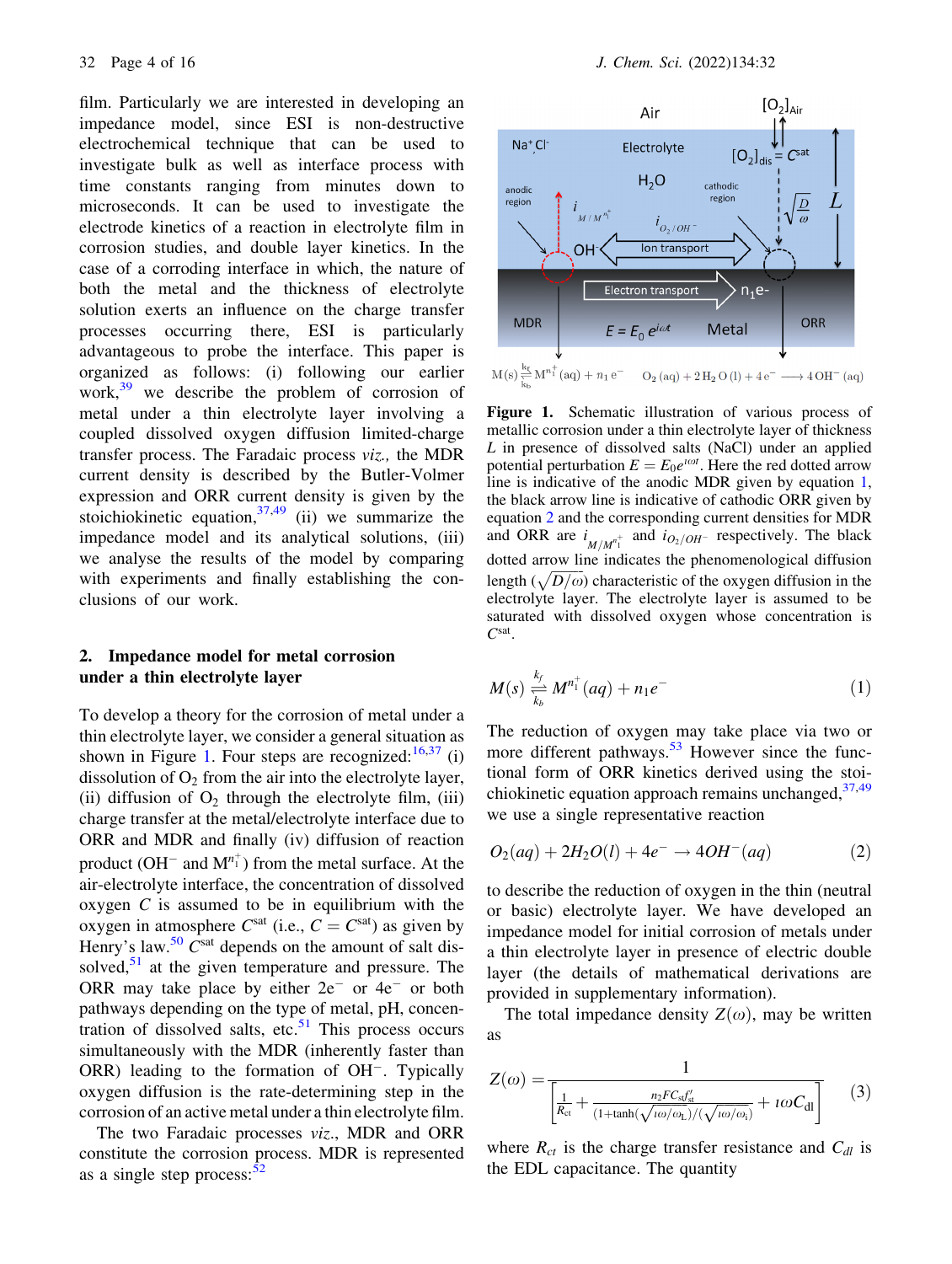film. Particularly we are interested in developing an impedance model, since ESI is non-destructive electrochemical technique that can be used to investigate bulk as well as interface process with time constants ranging from minutes down to microseconds. It can be used to investigate the electrode kinetics of a reaction in electrolyte film in corrosion studies, and double layer kinetics. In the case of a corroding interface in which, the nature of both the metal and the thickness of electrolyte solution exerts an influence on the charge transfer processes occurring there, ESI is particularly advantageous to probe the interface. This paper is organized as follows: (i) following our earlier work,[39] we describe the problem of corrosion of metal under a thin electrolyte layer involving a coupled dissolved oxygen diffusion limited-charge transfer process. The Faradaic process *viz.,* the MDR current density is described by the Butler-Volmer expression and ORR current density is given by the stoichiokinetic equation,[37,49] (ii) we summarize the impedance model and its analytical solutions, (iii) we analyse the results of the model by comparing with experiments and finally establishing the conclusions of our work.

## 2. Impedance model for metal corrosion under a thin electrolyte layer

To develop a theory for the corrosion of metal under a thin electrolyte layer, we consider a general situation as shown in Figure 1. Four steps are recognized:[16,37] (i) dissolution of $O_2$ from the air into the electrolyte layer, (ii) diffusion of $O_2$ through the electrolyte film, (iii) charge transfer at the metal/electrolyte interface due to ORR and MDR and finally (iv) diffusion of reaction product ($OH^-$ and $M^{n_1^+}$) from the metal surface. At the air-electrolyte interface, the concentration of dissolved oxygen $C$ is assumed to be in equilibrium with the oxygen in atmosphere $C^{sat}$ (i.e., $C = C^{sat}$) as given by Henry's law.[50] $C^{sat}$ depends on the amount of salt dissolved,[51] at the given temperature and pressure. The ORR may take place by either $2e^-$ or $4e^-$ or both pathways depending on the type of metal, pH, concentration of dissolved salts, etc.[51] This process occurs simultaneously with the MDR (inherently faster than ORR) leading to the formation of $OH^-$. Typically oxygen diffusion is the rate-determining step in the corrosion of an active metal under a thin electrolyte film.

The two Faradaic processes *viz*., MDR and ORR constitute the corrosion process. MDR is represented as a single step process:[52]

Figure 1. Schematic illustration of various process of metallic corrosion under a thin electrolyte layer of thickness $L$ in presence of dissolved salts (NaCl) under an applied potential perturbation $E = E_0 e^{\imath\omega t}$. Here the red dotted arrow line is indicative of the anodic MDR given by equation 1, the black arrow line is indicative of cathodic ORR given by equation 2 and the corresponding current densities for MDR and ORR are $i_{M/M^{n_1^+}}$ and $i_{O_2/OH^-}$ respectively. The black dotted arrow line indicates the phenomenological diffusion length ($\sqrt{D/\omega}$) characteristic of the oxygen diffusion in the electrolyte layer. The electrolyte layer is assumed to be saturated with dissolved oxygen whose concentration is $C^{sat}$.

$$M(s) \underset{k_b}{\overset{k_f}{\rightleftharpoons}} M^{n_1^+}(aq) + n_1 e^- \tag{1}$$

The reduction of oxygen may take place via two or more different pathways.[53] However since the functional form of ORR kinetics derived using the stoichiokinetic equation approach remains unchanged,[37,49] we use a single representative reaction

$$O_2(aq) + 2H_2O(l) + 4e^- \rightarrow 4OH^-(aq) \tag{2}$$

to describe the reduction of oxygen in the thin (neutral or basic) electrolyte layer. We have developed an impedance model for initial corrosion of metals under a thin electrolyte layer in presence of electric double layer (the details of mathematical derivations are provided in supplementary information).

The total impedance density $Z(\omega)$, may be written as

$$Z(\omega) = \frac{1}{\left[\frac{1}{R_{ct}} + \frac{n_2 F C_{st} f_{st}'}{(1+\tanh(\sqrt{\imath\omega/\omega_L})/(\sqrt{\imath\omega/\omega_1})} + \imath\omega C_{dl}\right]} \tag{3}$$

where $R_{ct}$ is the charge transfer resistance and $C_{dl}$ is the EDL capacitance. The quantity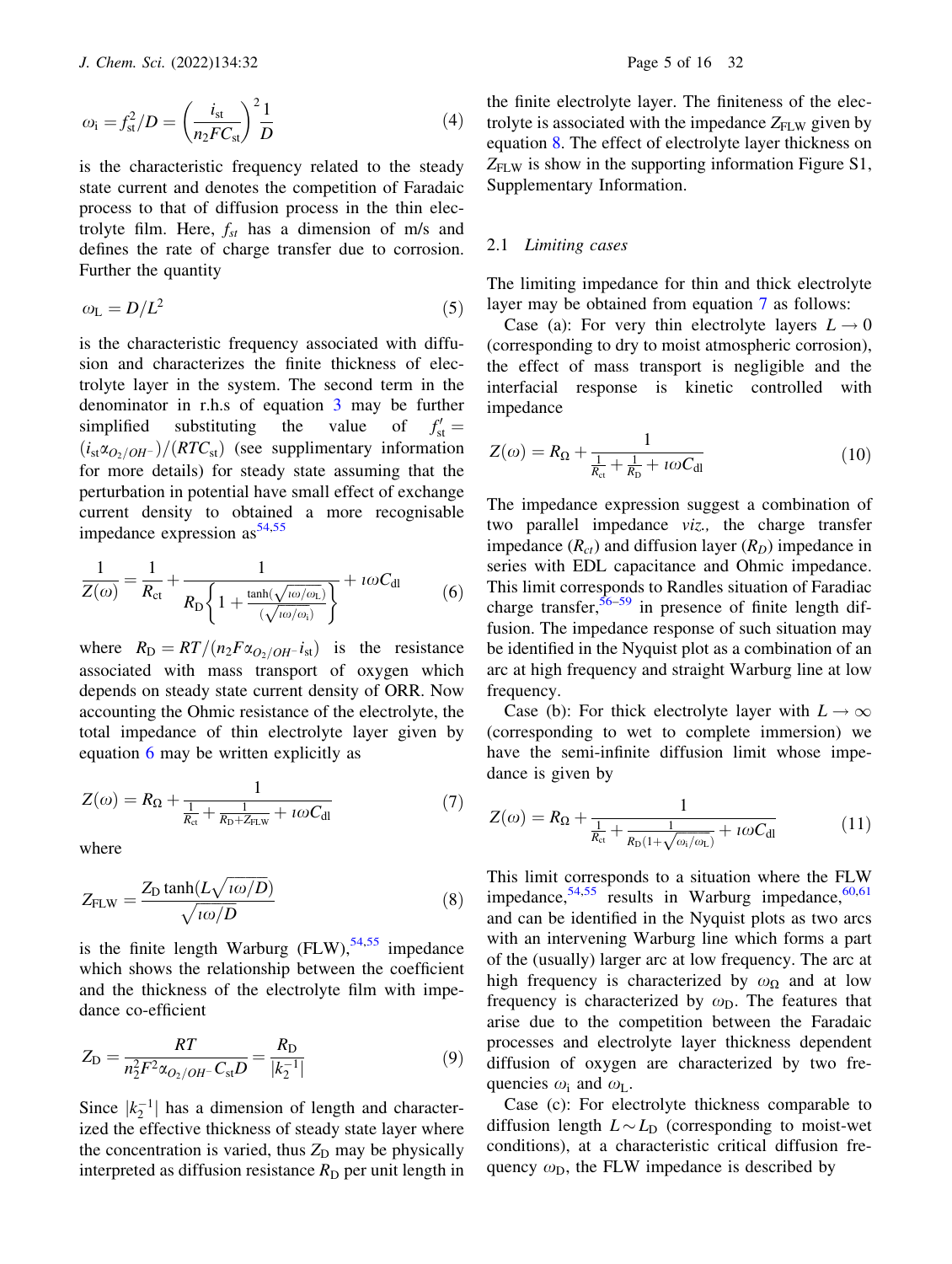$$\omega_i = f_{st}^2/D = \left(\frac{i_{st}}{n_2 F C_{st}}\right)^2 \frac{1}{D} \tag{4}$$

is the characteristic frequency related to the steady state current and denotes the competition of Faradaic process to that of diffusion process in the thin electrolyte film. Here, $f_{st}$ has a dimension of m/s and defines the rate of charge transfer due to corrosion. Further the quantity

$$\omega_L = D/L^2 \tag{5}$$

is the characteristic frequency associated with diffusion and characterizes the finite thickness of electrolyte layer in the system. The second term in the denominator in r.h.s of equation 3 may be further simplified substituting the value of $f'_{st} = (i_{st}\alpha_{O_2/OH^-})/(RTC_{st})$ (see supplimentary information for more details) for steady state assuming that the perturbation in potential have small effect of exchange current density to obtained a more recognisable impedance expression as[54,55]

$$\frac{1}{Z(\omega)} = \frac{1}{R_{ct}} + \frac{1}{R_D\left\{1 + \frac{\tanh(\sqrt{\imath\omega/\omega_L})}{(\sqrt{\imath\omega/\omega_i})}\right\}} + \imath\omega C_{dl} \tag{6}$$

where $R_D = RT/(n_2 F \alpha_{O_2/OH^-} i_{st})$ is the resistance associated with mass transport of oxygen which depends on steady state current density of ORR. Now accounting the Ohmic resistance of the electrolyte, the total impedance of thin electrolyte layer given by equation 6 may be written explicitly as

$$Z(\omega) = R_\Omega + \frac{1}{\frac{1}{R_{ct}} + \frac{1}{R_D + Z_{FLW}} + \imath\omega C_{dl}} \tag{7}$$

where

$$Z_{FLW} = \frac{Z_D \tanh(L\sqrt{\imath\omega/D})}{\sqrt{\imath\omega/D}} \tag{8}$$

is the finite length Warburg (FLW),[54,55] impedance which shows the relationship between the coefficient and the thickness of the electrolyte film with impedance co-efficient

$$Z_D = \frac{RT}{n_2^2 F^2 \alpha_{O_2/OH^-} C_{st} D} = \frac{R_D}{|k_2^{-1}|} \tag{9}$$

Since $|k_2^{-1}|$ has a dimension of length and characterized the effective thickness of steady state layer where the concentration is varied, thus $Z_D$ may be physically interpreted as diffusion resistance $R_D$ per unit length in the finite electrolyte layer. The finiteness of the electrolyte is associated with the impedance $Z_{FLW}$ given by equation 8. The effect of electrolyte layer thickness on $Z_{FLW}$ is show in the supporting information Figure S1, Supplementary Information.

### 2.1 *Limiting cases*

The limiting impedance for thin and thick electrolyte layer may be obtained from equation 7 as follows:

Case (a): For very thin electrolyte layers $L \to 0$ (corresponding to dry to moist atmospheric corrosion), the effect of mass transport is negligible and the interfacial response is kinetic controlled with impedance

$$Z(\omega) = R_\Omega + \frac{1}{\frac{1}{R_{ct}} + \frac{1}{R_D} + \imath\omega C_{dl}} \tag{10}$$

The impedance expression suggest a combination of two parallel impedance *viz.,* the charge transfer impedance ($R_{ct}$) and diffusion layer ($R_D$) impedance in series with EDL capacitance and Ohmic impedance. This limit corresponds to Randles situation of Faradiac charge transfer,[56–59] in presence of finite length diffusion. The impedance response of such situation may be identified in the Nyquist plot as a combination of an arc at high frequency and straight Warburg line at low frequency.

Case (b): For thick electrolyte layer with $L \to \infty$ (corresponding to wet to complete immersion) we have the semi-infinite diffusion limit whose impedance is given by

$$Z(\omega) = R_\Omega + \frac{1}{\frac{1}{R_{ct}} + \frac{1}{R_D(1+\sqrt{\omega_i/\omega_L})} + \imath\omega C_{dl}} \tag{11}$$

This limit corresponds to a situation where the FLW impedance,[54,55] results in Warburg impedance,[60,61] and can be identified in the Nyquist plots as two arcs with an intervening Warburg line which forms a part of the (usually) larger arc at low frequency. The arc at high frequency is characterized by $\omega_\Omega$ and at low frequency is characterized by $\omega_D$. The features that arise due to the competition between the Faradaic processes and electrolyte layer thickness dependent diffusion of oxygen are characterized by two frequencies $\omega_i$ and $\omega_L$.

Case (c): For electrolyte thickness comparable to diffusion length $L \sim L_D$ (corresponding to moist-wet conditions), at a characteristic critical diffusion frequency $\omega_D$, the FLW impedance is described by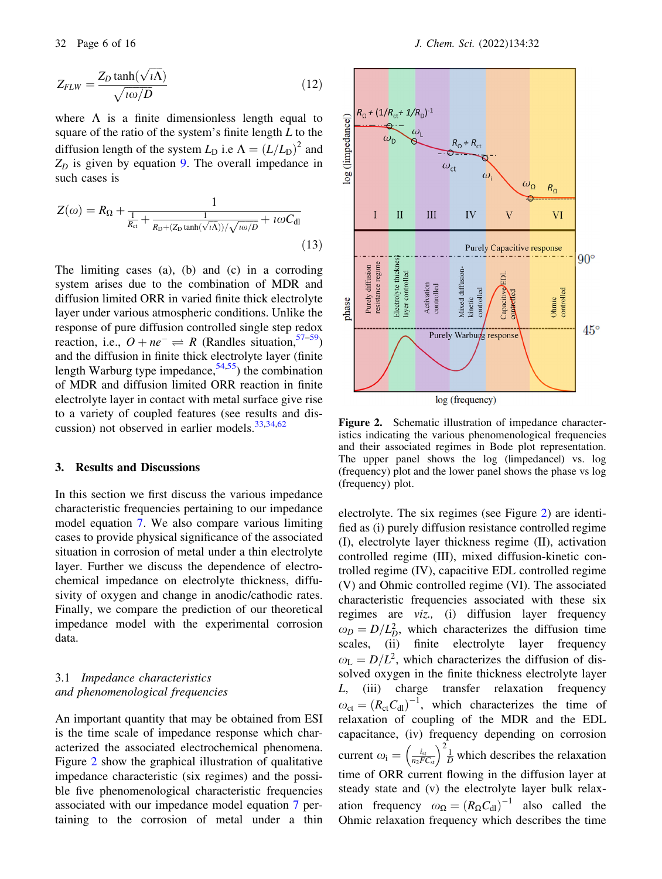$$Z_{FLW} = \frac{Z_D \tanh(\sqrt{\imath\Lambda})}{\sqrt{\imath\omega/D}} \tag{12}$$

where $\Lambda$ is a finite dimensionless length equal to square of the ratio of the system's finite length $L$ to the diffusion length of the system $L_D$ i.e $\Lambda = (L/L_D)^2$ and $Z_D$ is given by equation 9. The overall impedance in such cases is

$$Z(\omega) = R_\Omega + \frac{1}{\frac{1}{R_{ct}} + \frac{1}{R_D + (Z_D \tanh(\sqrt{\imath\Lambda}))/\sqrt{\imath\omega/D}} + \imath\omega C_{dl}} \tag{13}$$

The limiting cases (a), (b) and (c) in a corroding system arises due to the combination of MDR and diffusion limited ORR in varied finite thick electrolyte layer under various atmospheric conditions. Unlike the response of pure diffusion controlled single step redox reaction, i.e., $O + ne^- \rightleftharpoons R$ (Randles situation,[57–59]) and the diffusion in finite thick electrolyte layer (finite length Warburg type impedance,[54,55]) the combination of MDR and diffusion limited ORR reaction in finite electrolyte layer in contact with metal surface give rise to a variety of coupled features (see results and discussion) not observed in earlier models.[33,34,62]

## 3. Results and Discussions

In this section we first discuss the various impedance characteristic frequencies pertaining to our impedance model equation 7. We also compare various limiting cases to provide physical significance of the associated situation in corrosion of metal under a thin electrolyte layer. Further we discuss the dependence of electrochemical impedance on electrolyte thickness, diffusivity of oxygen and change in anodic/cathodic rates. Finally, we compare the prediction of our theoretical impedance model with the experimental corrosion data.

### 3.1 *Impedance characteristics and phenomenological frequencies*

An important quantity that may be obtained from ESI is the time scale of impedance response which characterized the associated electrochemical phenomena. Figure 2 show the graphical illustration of qualitative impedance characteristic (six regimes) and the possible five phenomenological characteristic frequencies associated with our impedance model equation 7 pertaining to the corrosion of metal under a thin electrolyte. The six regimes (see Figure 2) are identified as (i) purely diffusion resistance controlled regime (I), electrolyte layer thickness regime (II), activation controlled regime (III), mixed diffusion-kinetic controlled regime (IV), capacitive EDL controlled regime (V) and Ohmic controlled regime (VI). The associated characteristic frequencies associated with these six regimes are *viz.,* (i) diffusion layer frequency $\omega_D = D/L_D^2$, which characterizes the diffusion time scales, (ii) finite electrolyte layer frequency $\omega_L = D/L^2$, which characterizes the diffusion of dissolved oxygen in the finite thickness electrolyte layer $L$, (iii) charge transfer relaxation frequency $\omega_{ct} = (R_{ct}C_{dl})^{-1}$, which characterizes the time of relaxation of coupling of the MDR and the EDL capacitance, (iv) frequency depending on corrosion current $\omega_i = \left(\frac{i_{st}}{n_2 F C_{st}}\right)^2 \frac{1}{D}$ which describes the relaxation time of ORR current flowing in the diffusion layer at steady state and (v) the electrolyte layer bulk relaxation frequency $\omega_\Omega = (R_\Omega C_{dl})^{-1}$ also called the Ohmic relaxation frequency which describes the time

**Figure 2.** Schematic illustration of impedance characteristics indicating the various phenomenological frequencies and their associated regimes in Bode plot representation. The upper panel shows the log (|impedance|) vs. log (frequency) plot and the lower panel shows the phase vs log (frequency) plot.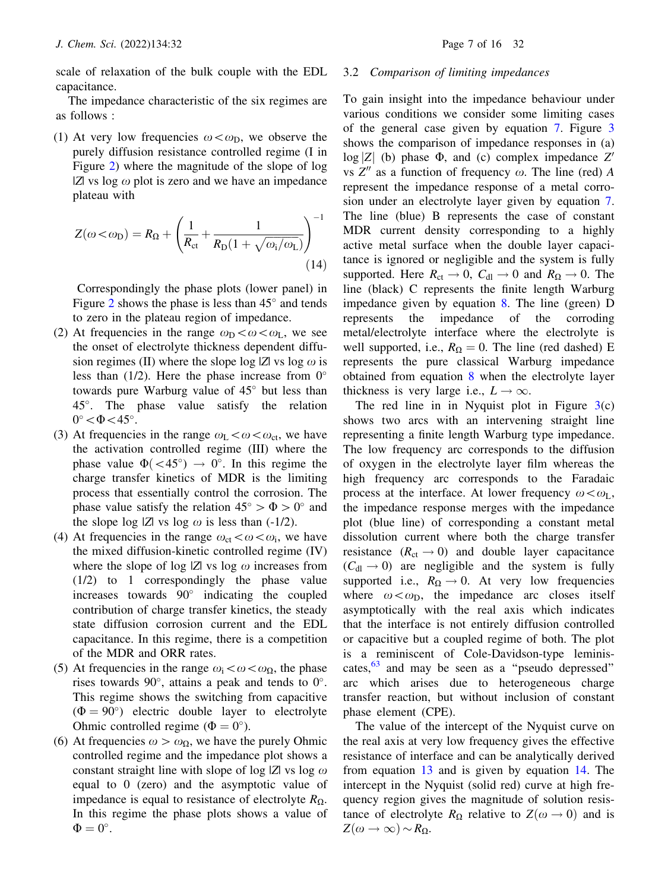scale of relaxation of the bulk couple with the EDL capacitance.

The impedance characteristic of the six regimes are as follows :

1. At very low frequencies $\omega < \omega_D$, we observe the purely diffusion resistance controlled regime (I in Figure 2) where the magnitude of the slope of log |Z| vs log $\omega$ plot is zero and we have an impedance plateau with

$$Z(\omega < \omega_D) = R_\Omega + \left( \frac{1}{R_{ct}} + \frac{1}{R_D(1 + \sqrt{\omega_i/\omega_L})} \right)^{-1} \tag{14}$$

   Correspondingly the phase plots (lower panel) in Figure 2 shows the phase is less than 45° and tends to zero in the plateau region of impedance.

2. At frequencies in the range $\omega_D < \omega < \omega_L$, we see the onset of electrolyte thickness dependent diffusion regimes (II) where the slope log |Z| vs log $\omega$ is less than (1/2). Here the phase increase from 0° towards pure Warburg value of 45° but less than 45°. The phase value satisfy the relation $0° < \Phi < 45°$.

3. At frequencies in the range $\omega_L < \omega < \omega_{ct}$, we have the activation controlled regime (III) where the phase value $\Phi(< 45°) \rightarrow 0°$. In this regime the charge transfer kinetics of MDR is the limiting process that essentially control the corrosion. The phase value satisfy the relation $45° > \Phi > 0°$ and the slope log |Z| vs log $\omega$ is less than (-1/2).

4. At frequencies in the range $\omega_{ct} < \omega < \omega_i$, we have the mixed diffusion-kinetic controlled regime (IV) where the slope of log |Z| vs log $\omega$ increases from (1/2) to 1 correspondingly the phase value increases towards 90° indicating the coupled contribution of charge transfer kinetics, the steady state diffusion corrosion current and the EDL capacitance. In this regime, there is a competition of the MDR and ORR rates.

5. At frequencies in the range $\omega_i < \omega < \omega_\Omega$, the phase rises towards 90°, attains a peak and tends to 0°. This regime shows the switching from capacitive ($\Phi = 90°$) electric double layer to electrolyte Ohmic controlled regime ($\Phi = 0°$).

6. At frequencies $\omega > \omega_\Omega$, we have the purely Ohmic controlled regime and the impedance plot shows a constant straight line with slope of log |Z| vs log $\omega$ equal to 0 (zero) and the asymptotic value of impedance is equal to resistance of electrolyte $R_\Omega$. In this regime the phase plots shows a value of $\Phi = 0°$.

### 3.2 *Comparison of limiting impedances*

To gain insight into the impedance behaviour under various conditions we consider some limiting cases of the general case given by equation 7. Figure 3 shows the comparison of impedance responses in (a) $\log|Z|$ (b) phase $\Phi$, and (c) complex impedance $Z'$ vs $Z''$ as a function of frequency $\omega$. The line (red) *A* represent the impedance response of a metal corrosion under an electrolyte layer given by equation 7. The line (blue) B represents the case of constant MDR current density corresponding to a highly active metal surface when the double layer capacitance is ignored or negligible and the system is fully supported. Here $R_{ct} \rightarrow 0$, $C_{dl} \rightarrow 0$ and $R_\Omega \rightarrow 0$. The line (black) C represents the finite length Warburg impedance given by equation 8. The line (green) D represents the impedance of the corroding metal/electrolyte interface where the electrolyte is well supported, i.e., $R_\Omega = 0$. The line (red dashed) E represents the pure classical Warburg impedance obtained from equation 8 when the electrolyte layer thickness is very large i.e., $L \rightarrow \infty$.

The red line in in Nyquist plot in Figure 3(c) shows two arcs with an intervening straight line representing a finite length Warburg type impedance. The low frequency arc corresponds to the diffusion of oxygen in the electrolyte layer film whereas the high frequency arc corresponds to the Faradaic process at the interface. At lower frequency $\omega < \omega_L$, the impedance response merges with the impedance plot (blue line) of corresponding a constant metal dissolution current where both the charge transfer resistance ($R_{ct} \rightarrow 0$) and double layer capacitance ($C_{dl} \rightarrow 0$) are negligible and the system is fully supported i.e., $R_\Omega \rightarrow 0$. At very low frequencies where $\omega < \omega_D$, the impedance arc closes itself asymptotically with the real axis which indicates that the interface is not entirely diffusion controlled or capacitive but a coupled regime of both. The plot is a reminiscent of Cole-Davidson-type leminiscates,[63] and may be seen as a "pseudo depressed" arc which arises due to heterogeneous charge transfer reaction, but without inclusion of constant phase element (CPE).

The value of the intercept of the Nyquist curve on the real axis at very low frequency gives the effective resistance of interface and can be analytically derived from equation 13 and is given by equation 14. The intercept in the Nyquist (solid red) curve at high frequency region gives the magnitude of solution resistance of electrolyte $R_\Omega$ relative to $Z(\omega \rightarrow 0)$ and is $Z(\omega \rightarrow \infty) \sim R_\Omega$.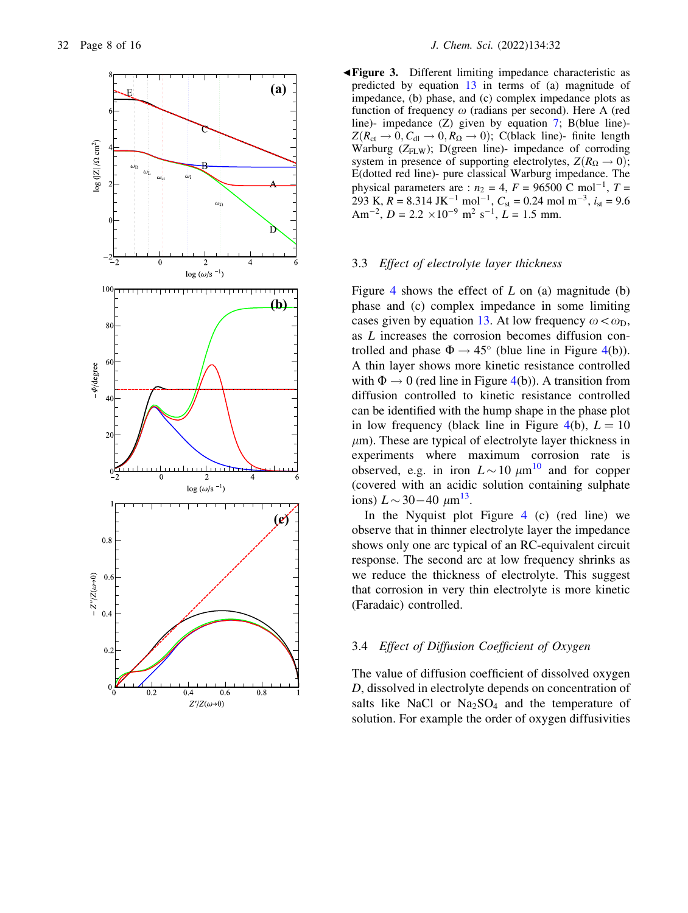**Figure 3.** Different limiting impedance characteristic as predicted by equation 13 in terms of (a) magnitude of impedance, (b) phase, and (c) complex impedance plots as function of frequency $\omega$ (radians per second). Here A (red line)- impedance (Z) given by equation 7; B(blue line)- $Z(R_{ct} \rightarrow 0, C_{dl} \rightarrow 0, R_{\Omega} \rightarrow 0)$; C(black line)- finite length Warburg ($Z_{FLW}$); D(green line)- impedance of corroding system in presence of supporting electrolytes, $Z(R_{\Omega} \rightarrow 0)$; E(dotted red line)- pure classical Warburg impedance. The physical parameters are : $n_2 = 4$, $F = 96500$ C mol$^{-1}$, $T = 293$ K, $R = 8.314$ JK$^{-1}$ mol$^{-1}$, $C_{st} = 0.24$ mol m$^{-3}$, $i_{st} = 9.6$ Am$^{-2}$, $D = 2.2 \times 10^{-9}$ m$^2$ s$^{-1}$, $L = 1.5$ mm.

### 3.3 *Effect of electrolyte layer thickness*

Figure 4 shows the effect of $L$ on (a) magnitude (b) phase and (c) complex impedance in some limiting cases given by equation 13. At low frequency $\omega < \omega_D$, as $L$ increases the corrosion becomes diffusion controlled and phase $\Phi \rightarrow 45°$ (blue line in Figure 4(b)). A thin layer shows more kinetic resistance controlled with $\Phi \rightarrow 0$ (red line in Figure 4(b)). A transition from diffusion controlled to kinetic resistance controlled can be identified with the hump shape in the phase plot in low frequency (black line in Figure 4(b), $L = 10$ $\mu$m). These are typical of electrolyte layer thickness in experiments where maximum corrosion rate is observed, e.g. in iron $L \sim 10$ $\mu$m[10] and for copper (covered with an acidic solution containing sulphate ions) $L \sim 30-40$ $\mu$m[13].

In the Nyquist plot Figure 4 (c) (red line) we observe that in thinner electrolyte layer the impedance shows only one arc typical of an RC-equivalent circuit response. The second arc at low frequency shrinks as we reduce the thickness of electrolyte. This suggest that corrosion in very thin electrolyte is more kinetic (Faradaic) controlled.

### 3.4 *Effect of Diffusion Coefficient of Oxygen*

The value of diffusion coefficient of dissolved oxygen $D$, dissolved in electrolyte depends on concentration of salts like NaCl or $Na_2SO_4$ and the temperature of solution. For example the order of oxygen diffusivities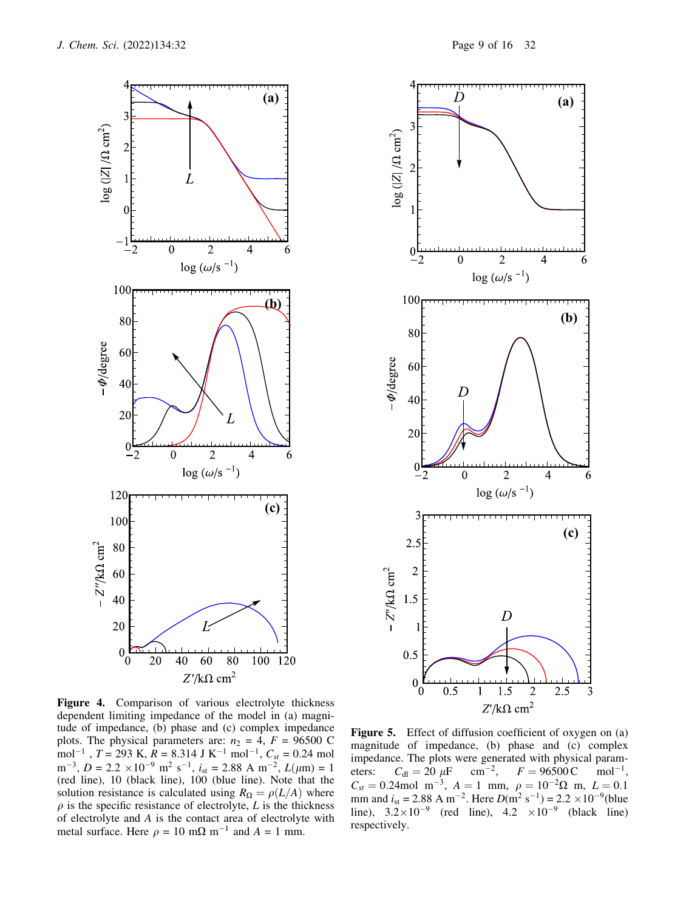**Figure 4.** Comparison of various electrolyte thickness dependent limiting impedance of the model in (a) magnitude of impedance, (b) phase and (c) complex impedance plots. The physical parameters are: $n_2$ = 4, $F$ = 96500 C mol$^{-1}$ , $T$ = 293 K, $R$ = 8.314 J K$^{-1}$ mol$^{-1}$, $C_{st}$ = 0.24 mol m$^{-3}$, $D$ = 2.2 $\times 10^{-9}$ m$^2$ s$^{-1}$, $i_{st}$ = 2.88 A m$^{-2}$, $L(\mu$m) = 1 (red line), 10 (black line), 100 (blue line). Note that the solution resistance is calculated using $R_\Omega = \rho(L/A)$ where $\rho$ is the specific resistance of electrolyte, $L$ is the thickness of electrolyte and $A$ is the contact area of electrolyte with metal surface. Here $\rho$ = 10 m$\Omega$ m$^{-1}$ and $A$ = 1 mm.

**Figure 5.** Effect of diffusion coefficient of oxygen on (a) magnitude of impedance, (b) phase and (c) complex impedance. The plots were generated with physical parameters: $C_{dl} = 20\ \mu$F cm$^{-2}$, $F = 96500$ C mol$^{-1}$, $C_{st} = 0.24$mol m$^{-3}$, $A = 1$ mm, $\rho = 10^{-2}\Omega$ m, $L = 0.1$ mm and $i_{st}$ = 2.88 A m$^{-2}$. Here $D$(m$^2$ s$^{-1}$) = 2.2 $\times 10^{-9}$(blue line), $3.2\times10^{-9}$ (red line), 4.2 $\times 10^{-9}$ (black line) respectively.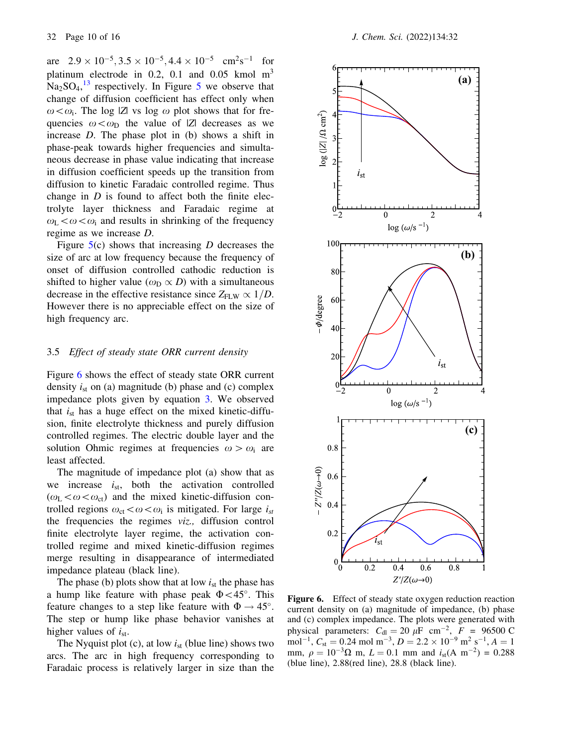are $2.9 \times 10^{-5}, 3.5 \times 10^{-5}, 4.4 \times 10^{-5}$ $cm^2s^{-1}$ for platinum electrode in 0.2, 0.1 and 0.05 kmol $m^3$ $Na_2SO_4$,[13] respectively. In Figure 5 we observe that change of diffusion coefficient has effect only when $\omega < \omega_i$. The log |Z| vs log $\omega$ plot shows that for frequencies $\omega < \omega_D$ the value of |Z| decreases as we increase $D$. The phase plot in (b) shows a shift in phase-peak towards higher frequencies and simultaneous decrease in phase value indicating that increase in diffusion coefficient speeds up the transition from diffusion to kinetic Faradaic controlled regime. Thus change in $D$ is found to affect both the finite electrolyte layer thickness and Faradaic regime at $\omega_L < \omega < \omega_i$ and results in shrinking of the frequency regime as we increase $D$.

Figure 5(c) shows that increasing $D$ decreases the size of arc at low frequency because the frequency of onset of diffusion controlled cathodic reduction is shifted to higher value ($\omega_D \propto D$) with a simultaneous decrease in the effective resistance since $Z_{FLW} \propto 1/D$. However there is no appreciable effect on the size of high frequency arc.

### 3.5 *Effect of steady state ORR current density*

Figure 6 shows the effect of steady state ORR current density $i_{st}$ on (a) magnitude (b) phase and (c) complex impedance plots given by equation 3. We observed that $i_{st}$ has a huge effect on the mixed kinetic-diffusion, finite electrolyte thickness and purely diffusion controlled regimes. The electric double layer and the solution Ohmic regimes at frequencies $\omega > \omega_i$ are least affected.

The magnitude of impedance plot (a) show that as we increase $i_{st}$, both the activation controlled ($\omega_L < \omega < \omega_{ct}$) and the mixed kinetic-diffusion controlled regions $\omega_{ct} < \omega < \omega_i$ is mitigated. For large $i_{st}$ the frequencies the regimes *viz.,* diffusion control finite electrolyte layer regime, the activation controlled regime and mixed kinetic-diffusion regimes merge resulting in disappearance of intermediated impedance plateau (black line).

The phase (b) plots show that at low $i_{st}$ the phase has a hump like feature with phase peak $\Phi < 45°$. This feature changes to a step like feature with $\Phi \to 45°$. The step or hump like phase behavior vanishes at higher values of $i_{st}$.

The Nyquist plot (c), at low $i_{st}$ (blue line) shows two arcs. The arc in high frequency corresponding to Faradaic process is relatively larger in size than the

**Figure 6.** Effect of steady state oxygen reduction reaction current density on (a) magnitude of impedance, (b) phase and (c) complex impedance. The plots were generated with physical parameters: $C_{dl} = 20$ $\mu$F $cm^{-2}$, $F$ = 96500 C $mol^{-1}$, $C_{st} = 0.24$ mol $m^{-3}$, $D = 2.2 \times 10^{-9}$ $m^2$ $s^{-1}$, $A = 1$ mm, $\rho = 10^{-3}\Omega$ m, $L = 0.1$ mm and $i_{st}$(A $m^{-2}$) = 0.288 (blue line), 2.88(red line), 28.8 (black line).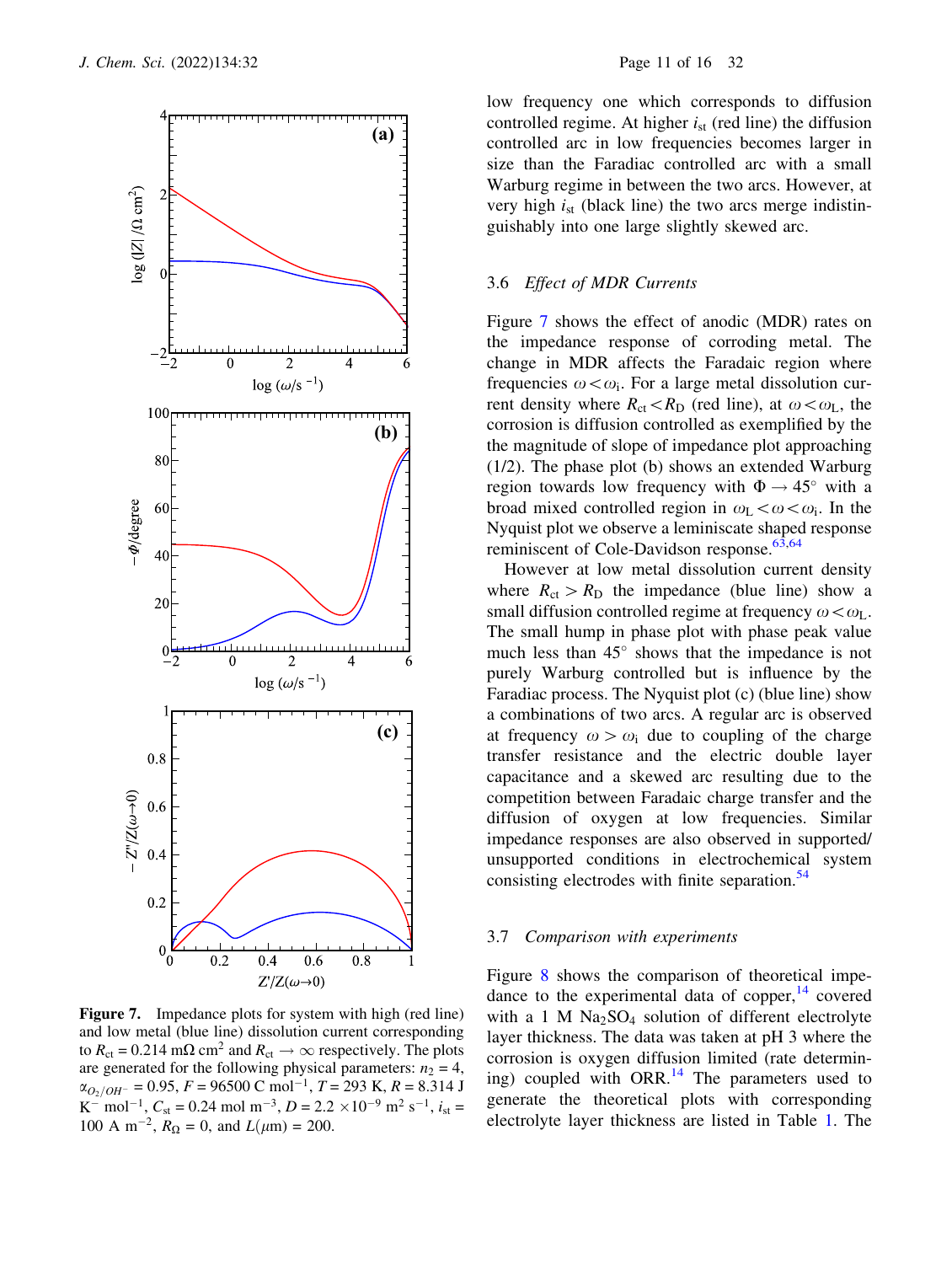**Figure 7.** Impedance plots for system with high (red line) and low metal (blue line) dissolution current corresponding to $R_{ct} = 0.214$ mΩ cm$^2$ and $R_{ct} \to \infty$ respectively. The plots are generated for the following physical parameters: $n_2 = 4$, $\alpha_{O_2/OH^-} = 0.95$, $F = 96500$ C mol$^{-1}$, $T = 293$ K, $R = 8.314$ J K$^{-}$ mol$^{-1}$, $C_{st} = 0.24$ mol m$^{-3}$, $D = 2.2 \times 10^{-9}$ m$^2$ s$^{-1}$, $i_{st} = 100$ A m$^{-2}$, $R_\Omega = 0$, and $L(\mu m) = 200$.

low frequency one which corresponds to diffusion controlled regime. At higher $i_{st}$ (red line) the diffusion controlled arc in low frequencies becomes larger in size than the Faradiac controlled arc with a small Warburg regime in between the two arcs. However, at very high $i_{st}$ (black line) the two arcs merge indistinguishably into one large slightly skewed arc.

### 3.6 *Effect of MDR Currents*

Figure 7 shows the effect of anodic (MDR) rates on the impedance response of corroding metal. The change in MDR affects the Faradaic region where frequencies $\omega < \omega_i$. For a large metal dissolution current density where $R_{ct} < R_D$ (red line), at $\omega < \omega_L$, the corrosion is diffusion controlled as exemplified by the the magnitude of slope of impedance plot approaching (1/2). The phase plot (b) shows an extended Warburg region towards low frequency with $\Phi \to 45°$ with a broad mixed controlled region in $\omega_L < \omega < \omega_i$. In the Nyquist plot we observe a leminiscate shaped response reminiscent of Cole-Davidson response.[63,64]

However at low metal dissolution current density where $R_{ct} > R_D$ the impedance (blue line) show a small diffusion controlled regime at frequency $\omega < \omega_L$. The small hump in phase plot with phase peak value much less than 45° shows that the impedance is not purely Warburg controlled but is influence by the Faradiac process. The Nyquist plot (c) (blue line) show a combinations of two arcs. A regular arc is observed at frequency $\omega > \omega_i$ due to coupling of the charge transfer resistance and the electric double layer capacitance and a skewed arc resulting due to the competition between Faradaic charge transfer and the diffusion of oxygen at low frequencies. Similar impedance responses are also observed in supported/unsupported conditions in electrochemical system consisting electrodes with finite separation.[54]

### 3.7 *Comparison with experiments*

Figure 8 shows the comparison of theoretical impedance to the experimental data of copper,[14] covered with a 1 M $Na_2SO_4$ solution of different electrolyte layer thickness. The data was taken at pH 3 where the corrosion is oxygen diffusion limited (rate determining) coupled with ORR.[14] The parameters used to generate the theoretical plots with corresponding electrolyte layer thickness are listed in Table 1. The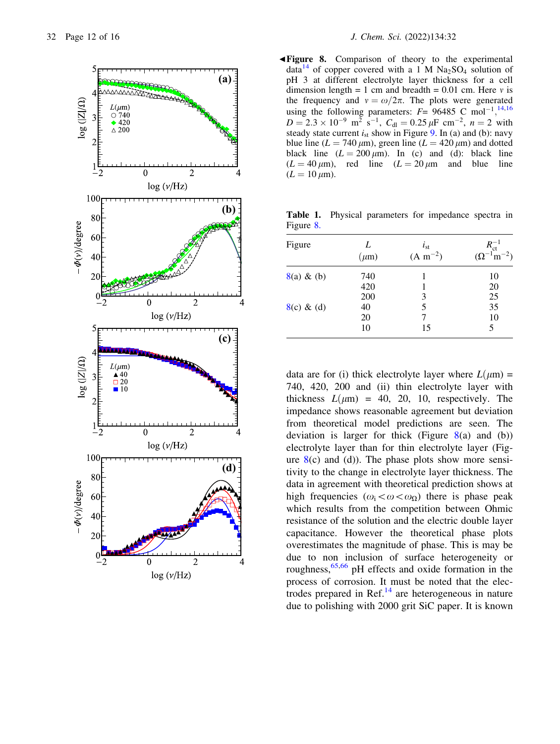**Figure 8.** Comparison of theory to the experimental data[14] of copper covered with a 1 M $Na_2SO_4$ solution of pH 3 at different electrolyte layer thickness for a cell dimension length = 1 cm and breadth = 0.01 cm. Here $\nu$ is the frequency and $\nu = \omega/2\pi$. The plots were generated using the following parameters: $F$= 96485 C mol$^{-1}$,[14,16] $D = 2.3 \times 10^{-9}$ m$^2$ s$^{-1}$, $C_{dl} = 0.25\,\mu$F cm$^{-2}$, $n = 2$ with steady state current $i_{st}$ show in Figure 9. In (a) and (b): navy blue line ($L = 740\,\mu$m), green line ($L = 420\,\mu$m) and dotted black line ($L = 200\,\mu$m). In (c) and (d): black line ($L = 40\,\mu$m), red line ($L = 20\,\mu$m and blue line ($L = 10\,\mu$m).

**Table 1.** Physical parameters for impedance spectra in Figure 8.

| Figure | $L$ ($\mu$m) | $i_{st}$ (A m$^{-2}$) | $R_{ct}^{-1}$ ($\Omega^{-1}$m$^{-2}$) |
|---|---|---|---|
| 8(a) & (b) | 740 | 1 | 10 |
| | 420 | 1 | 20 |
| | 200 | 3 | 25 |
| 8(c) & (d) | 40 | 5 | 35 |
| | 20 | 7 | 10 |
| | 10 | 15 | 5 |

data are for (i) thick electrolyte layer where $L(\mu$m) = 740, 420, 200 and (ii) thin electrolyte layer with thickness $L(\mu$m) = 40, 20, 10, respectively. The impedance shows reasonable agreement but deviation from theoretical model predictions are seen. The deviation is larger for thick (Figure 8(a) and (b)) electrolyte layer than for thin electrolyte layer (Figure 8(c) and (d)). The phase plots show more sensitivity to the change in electrolyte layer thickness. The data in agreement with theoretical prediction shows at high frequencies ($\omega_i < \omega < \omega_\Omega$) there is phase peak which results from the competition between Ohmic resistance of the solution and the electric double layer capacitance. However the theoretical phase plots overestimates the magnitude of phase. This is may be due to non inclusion of surface heterogeneity or roughness,[65,66] pH effects and oxide formation in the process of corrosion. It must be noted that the electrodes prepared in Ref.[14] are heterogeneous in nature due to polishing with 2000 grit SiC paper. It is known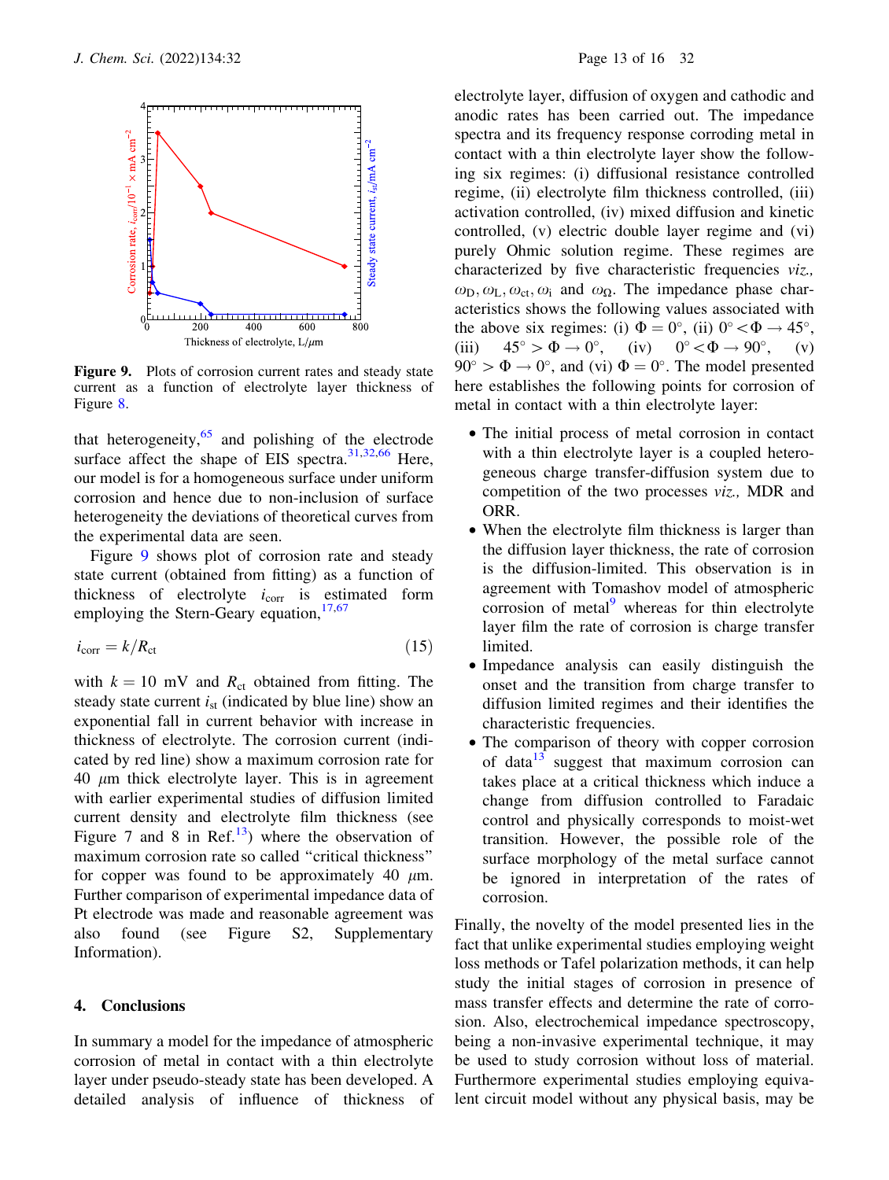Figure 9. Plots of corrosion current rates and steady state current as a function of electrolyte layer thickness of Figure 8.

that heterogeneity,[65] and polishing of the electrode surface affect the shape of EIS spectra.[31,32,66] Here, our model is for a homogeneous surface under uniform corrosion and hence due to non-inclusion of surface heterogeneity the deviations of theoretical curves from the experimental data are seen.

Figure 9 shows plot of corrosion rate and steady state current (obtained from fitting) as a function of thickness of electrolyte $i_{corr}$ is estimated form employing the Stern-Geary equation,[17,67]

$$i_{corr} = k/R_{ct} \tag{15}$$

with $k = 10$ mV and $R_{ct}$ obtained from fitting. The steady state current $i_{st}$ (indicated by blue line) show an exponential fall in current behavior with increase in thickness of electrolyte. The corrosion current (indicated by red line) show a maximum corrosion rate for 40 $\mu$m thick electrolyte layer. This is in agreement with earlier experimental studies of diffusion limited current density and electrolyte film thickness (see Figure 7 and 8 in Ref.[13]) where the observation of maximum corrosion rate so called "critical thickness" for copper was found to be approximately 40 $\mu$m. Further comparison of experimental impedance data of Pt electrode was made and reasonable agreement was also found (see Figure S2, Supplementary Information).

## 4. Conclusions

In summary a model for the impedance of atmospheric corrosion of metal in contact with a thin electrolyte layer under pseudo-steady state has been developed. A detailed analysis of influence of thickness of electrolyte layer, diffusion of oxygen and cathodic and anodic rates has been carried out. The impedance spectra and its frequency response corroding metal in contact with a thin electrolyte layer show the following six regimes: (i) diffusional resistance controlled regime, (ii) electrolyte film thickness controlled, (iii) activation controlled, (iv) mixed diffusion and kinetic controlled, (v) electric double layer regime and (vi) purely Ohmic solution regime. These regimes are characterized by five characteristic frequencies *viz.*, $\omega_D, \omega_L, \omega_{ct}, \omega_i$ and $\omega_\Omega$. The impedance phase characteristics shows the following values associated with the above six regimes: (i) $\Phi = 0^\circ$, (ii) $0^\circ < \Phi \rightarrow 45^\circ$, (iii) $45^\circ > \Phi \rightarrow 0^\circ$, (iv) $0^\circ < \Phi \rightarrow 90^\circ$, (v) $90^\circ > \Phi \rightarrow 0^\circ$, and (vi) $\Phi = 0^\circ$. The model presented here establishes the following points for corrosion of metal in contact with a thin electrolyte layer:

- The initial process of metal corrosion in contact with a thin electrolyte layer is a coupled heterogeneous charge transfer-diffusion system due to competition of the two processes *viz.*, MDR and ORR.
- When the electrolyte film thickness is larger than the diffusion layer thickness, the rate of corrosion is the diffusion-limited. This observation is in agreement with Tomashov model of atmospheric corrosion of metal[9] whereas for thin electrolyte layer film the rate of corrosion is charge transfer limited.
- Impedance analysis can easily distinguish the onset and the transition from charge transfer to diffusion limited regimes and their identifies the characteristic frequencies.
- The comparison of theory with copper corrosion of data[13] suggest that maximum corrosion can takes place at a critical thickness which induce a change from diffusion controlled to Faradaic control and physically corresponds to moist-wet transition. However, the possible role of the surface morphology of the metal surface cannot be ignored in interpretation of the rates of corrosion.

Finally, the novelty of the model presented lies in the fact that unlike experimental studies employing weight loss methods or Tafel polarization methods, it can help study the initial stages of corrosion in presence of mass transfer effects and determine the rate of corrosion. Also, electrochemical impedance spectroscopy, being a non-invasive experimental technique, it may be used to study corrosion without loss of material. Furthermore experimental studies employing equivalent circuit model without any physical basis, may be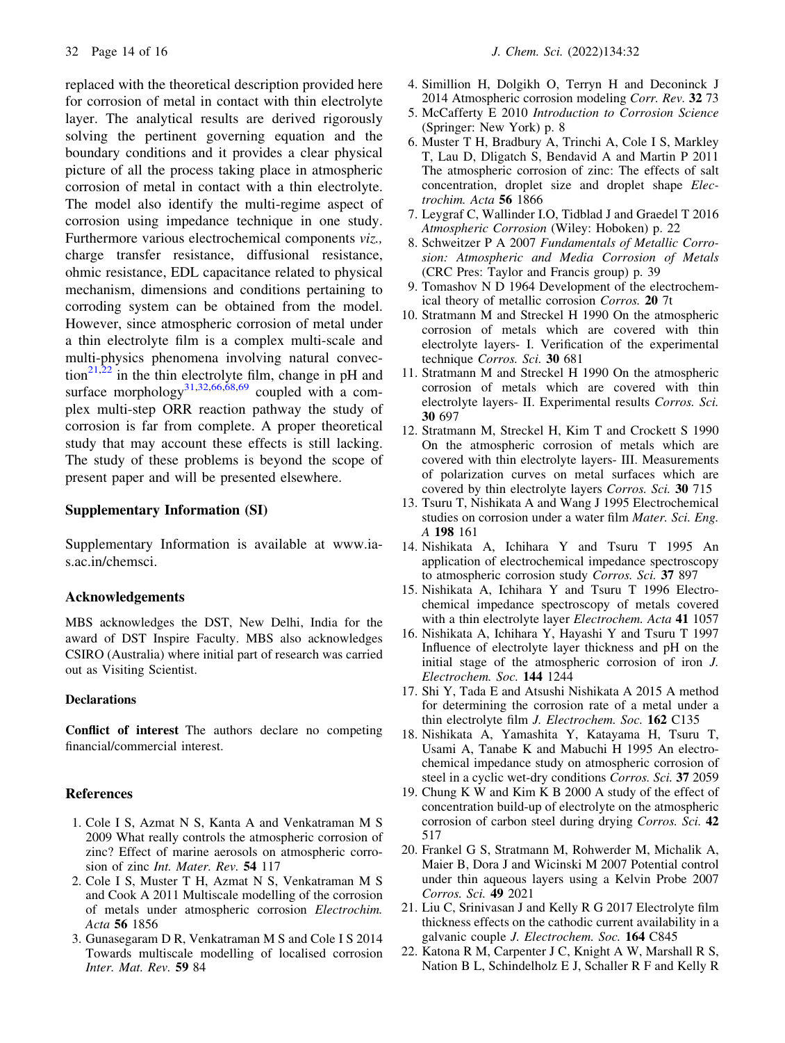replaced with the theoretical description provided here for corrosion of metal in contact with thin electrolyte layer. The analytical results are derived rigorously solving the pertinent governing equation and the boundary conditions and it provides a clear physical picture of all the process taking place in atmospheric corrosion of metal in contact with a thin electrolyte. The model also identify the multi-regime aspect of corrosion using impedance technique in one study. Furthermore various electrochemical components *viz.,* charge transfer resistance, diffusional resistance, ohmic resistance, EDL capacitance related to physical mechanism, dimensions and conditions pertaining to corroding system can be obtained from the model. However, since atmospheric corrosion of metal under a thin electrolyte film is a complex multi-scale and multi-physics phenomena involving natural convection[21,22] in the thin electrolyte film, change in pH and surface morphology[31,32,66,68,69] coupled with a complex multi-step ORR reaction pathway the study of corrosion is far from complete. A proper theoretical study that may account these effects is still lacking. The study of these problems is beyond the scope of present paper and will be presented elsewhere.

## Supplementary Information (SI)

Supplementary Information is available at www.ias.ac.in/chemsci.

## Acknowledgements

MBS acknowledges the DST, New Delhi, India for the award of DST Inspire Faculty. MBS also acknowledges CSIRO (Australia) where initial part of research was carried out as Visiting Scientist.

### Declarations

**Conflict of interest** The authors declare no competing financial/commercial interest.

## References

1. Cole I S, Azmat N S, Kanta A and Venkatraman M S 2009 What really controls the atmospheric corrosion of zinc? Effect of marine aerosols on atmospheric corrosion of zinc *Int. Mater. Rev.* **54** 117
2. Cole I S, Muster T H, Azmat N S, Venkatraman M S and Cook A 2011 Multiscale modelling of the corrosion of metals under atmospheric corrosion *Electrochim. Acta* **56** 1856
3. Gunasegaram D R, Venkatraman M S and Cole I S 2014 Towards multiscale modelling of localised corrosion *Inter. Mat. Rev.* **59** 84
4. Simillion H, Dolgikh O, Terryn H and Deconinck J 2014 Atmospheric corrosion modeling *Corr. Rev.* **32** 73
5. McCafferty E 2010 *Introduction to Corrosion Science* (Springer: New York) p. 8
6. Muster T H, Bradbury A, Trinchi A, Cole I S, Markley T, Lau D, Dligatch S, Bendavid A and Martin P 2011 The atmospheric corrosion of zinc: The effects of salt concentration, droplet size and droplet shape *Electrochim. Acta* **56** 1866
7. Leygraf C, Wallinder I.O, Tidblad J and Graedel T 2016 *Atmospheric Corrosion* (Wiley: Hoboken) p. 22
8. Schweitzer P A 2007 *Fundamentals of Metallic Corrosion: Atmospheric and Media Corrosion of Metals* (CRC Pres: Taylor and Francis group) p. 39
9. Tomashov N D 1964 Development of the electrochemical theory of metallic corrosion *Corros.* **20** 7t
10. Stratmann M and Streckel H 1990 On the atmospheric corrosion of metals which are covered with thin electrolyte layers- I. Verification of the experimental technique *Corros. Sci.* **30** 681
11. Stratmann M and Streckel H 1990 On the atmospheric corrosion of metals which are covered with thin electrolyte layers- II. Experimental results *Corros. Sci.* **30** 697
12. Stratmann M, Streckel H, Kim T and Crockett S 1990 On the atmospheric corrosion of metals which are covered with thin electrolyte layers- III. Measurements of polarization curves on metal surfaces which are covered by thin electrolyte layers *Corros. Sci.* **30** 715
13. Tsuru T, Nishikata A and Wang J 1995 Electrochemical studies on corrosion under a water film *Mater. Sci. Eng. A* **198** 161
14. Nishikata A, Ichihara Y and Tsuru T 1995 An application of electrochemical impedance spectroscopy to atmospheric corrosion study *Corros. Sci.* **37** 897
15. Nishikata A, Ichihara Y and Tsuru T 1996 Electrochemical impedance spectroscopy of metals covered with a thin electrolyte layer *Electrochem. Acta* **41** 1057
16. Nishikata A, Ichihara Y, Hayashi Y and Tsuru T 1997 Influence of electrolyte layer thickness and pH on the initial stage of the atmospheric corrosion of iron *J. Electrochem. Soc.* **144** 1244
17. Shi Y, Tada E and Atsushi Nishikata A 2015 A method for determining the corrosion rate of a metal under a thin electrolyte film *J. Electrochem. Soc.* **162** C135
18. Nishikata A, Yamashita Y, Katayama H, Tsuru T, Usami A, Tanabe K and Mabuchi H 1995 An electrochemical impedance study on atmospheric corrosion of steel in a cyclic wet-dry conditions *Corros. Sci.* **37** 2059
19. Chung K W and Kim K B 2000 A study of the effect of concentration build-up of electrolyte on the atmospheric corrosion of carbon steel during drying *Corros. Sci.* **42** 517
20. Frankel G S, Stratmann M, Rohwerder M, Michalik A, Maier B, Dora J and Wicinski M 2007 Potential control under thin aqueous layers using a Kelvin Probe 2007 *Corros. Sci.* **49** 2021
21. Liu C, Srinivasan J and Kelly R G 2017 Electrolyte film thickness effects on the cathodic current availability in a galvanic couple *J. Electrochem. Soc.* **164** C845
22. Katona R M, Carpenter J C, Knight A W, Marshall R S, Nation B L, Schindelholz E J, Schaller R F and Kelly R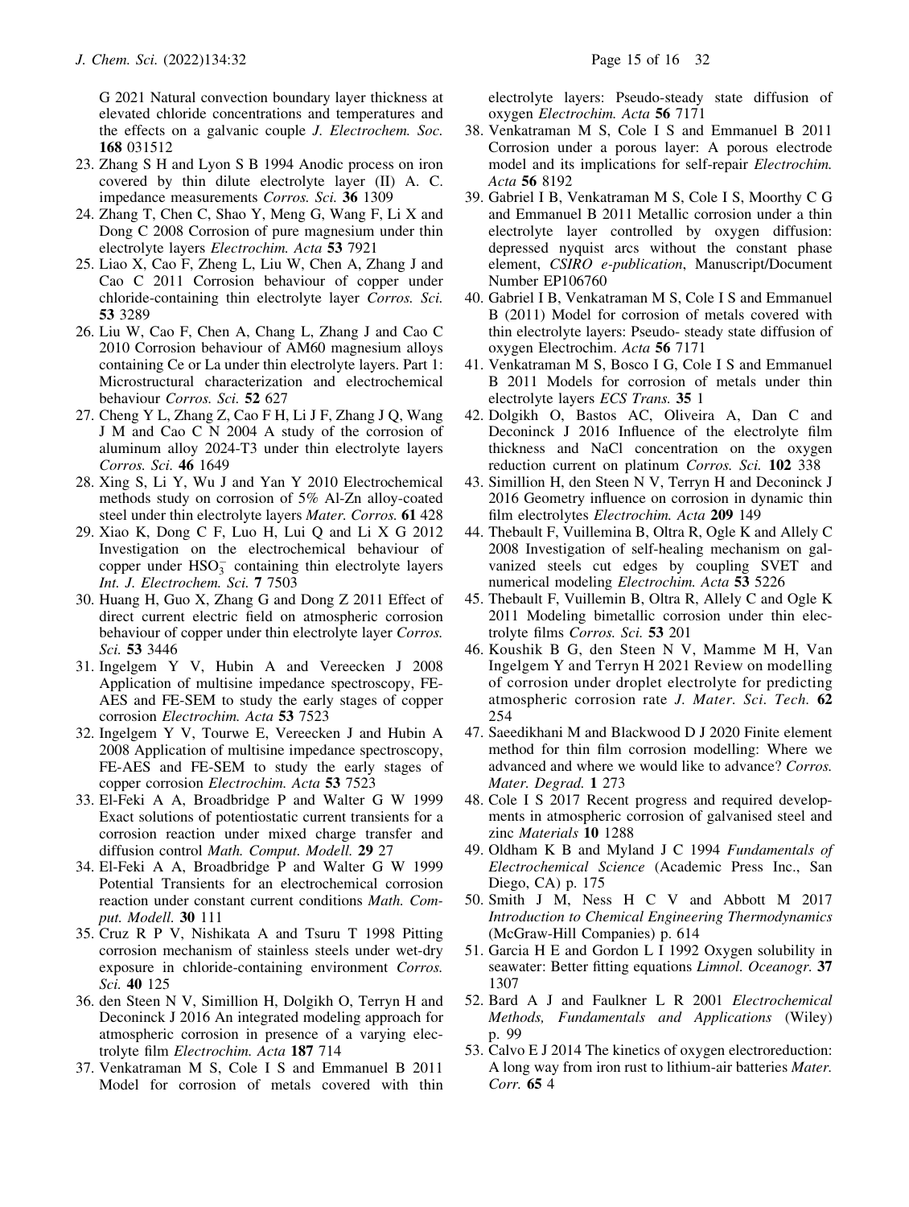G 2021 Natural convection boundary layer thickness at elevated chloride concentrations and temperatures and the effects on a galvanic couple *J. Electrochem. Soc.* **168** 031512

23. Zhang S H and Lyon S B 1994 Anodic process on iron covered by thin dilute electrolyte layer (II) A. C. impedance measurements *Corros. Sci.* **36** 1309
24. Zhang T, Chen C, Shao Y, Meng G, Wang F, Li X and Dong C 2008 Corrosion of pure magnesium under thin electrolyte layers *Electrochim. Acta* **53** 7921
25. Liao X, Cao F, Zheng L, Liu W, Chen A, Zhang J and Cao C 2011 Corrosion behaviour of copper under chloride-containing thin electrolyte layer *Corros. Sci.* **53** 3289
26. Liu W, Cao F, Chen A, Chang L, Zhang J and Cao C 2010 Corrosion behaviour of AM60 magnesium alloys containing Ce or La under thin electrolyte layers. Part 1: Microstructural characterization and electrochemical behaviour *Corros. Sci.* **52** 627
27. Cheng Y L, Zhang Z, Cao F H, Li J F, Zhang J Q, Wang J M and Cao C N 2004 A study of the corrosion of aluminum alloy 2024-T3 under thin electrolyte layers *Corros. Sci.* **46** 1649
28. Xing S, Li Y, Wu J and Yan Y 2010 Electrochemical methods study on corrosion of 5% Al-Zn alloy-coated steel under thin electrolyte layers *Mater. Corros.* **61** 428
29. Xiao K, Dong C F, Luo H, Lui Q and Li X G 2012 Investigation on the electrochemical behaviour of copper under $HSO_3^-$ containing thin electrolyte layers *Int. J. Electrochem. Sci.* **7** 7503
30. Huang H, Guo X, Zhang G and Dong Z 2011 Effect of direct current electric field on atmospheric corrosion behaviour of copper under thin electrolyte layer *Corros. Sci.* **53** 3446
31. Ingelgem Y V, Hubin A and Vereecken J 2008 Application of multisine impedance spectroscopy, FE-AES and FE-SEM to study the early stages of copper corrosion *Electrochim. Acta* **53** 7523
32. Ingelgem Y V, Tourwe E, Vereecken J and Hubin A 2008 Application of multisine impedance spectroscopy, FE-AES and FE-SEM to study the early stages of copper corrosion *Electrochim. Acta* **53** 7523
33. El-Feki A A, Broadbridge P and Walter G W 1999 Exact solutions of potentiostatic current transients for a corrosion reaction under mixed charge transfer and diffusion control *Math. Comput. Modell.* **29** 27
34. El-Feki A A, Broadbridge P and Walter G W 1999 Potential Transients for an electrochemical corrosion reaction under constant current conditions *Math. Comput. Modell.* **30** 111
35. Cruz R P V, Nishikata A and Tsuru T 1998 Pitting corrosion mechanism of stainless steels under wet-dry exposure in chloride-containing environment *Corros. Sci.* **40** 125
36. den Steen N V, Simillion H, Dolgikh O, Terryn H and Deconinck J 2016 An integrated modeling approach for atmospheric corrosion in presence of a varying electrolyte film *Electrochim. Acta* **187** 714
37. Venkatraman M S, Cole I S and Emmanuel B 2011 Model for corrosion of metals covered with thin electrolyte layers: Pseudo-steady state diffusion of oxygen *Electrochim. Acta* **56** 7171
38. Venkatraman M S, Cole I S and Emmanuel B 2011 Corrosion under a porous layer: A porous electrode model and its implications for self-repair *Electrochim. Acta* **56** 8192
39. Gabriel I B, Venkatraman M S, Cole I S, Moorthy C G and Emmanuel B 2011 Metallic corrosion under a thin electrolyte layer controlled by oxygen diffusion: depressed nyquist arcs without the constant phase element, *CSIRO e-publication*, Manuscript/Document Number EP106760
40. Gabriel I B, Venkatraman M S, Cole I S and Emmanuel B (2011) Model for corrosion of metals covered with thin electrolyte layers: Pseudo- steady state diffusion of oxygen Electrochim. *Acta* **56** 7171
41. Venkatraman M S, Bosco I G, Cole I S and Emmanuel B 2011 Models for corrosion of metals under thin electrolyte layers *ECS Trans.* **35** 1
42. Dolgikh O, Bastos AC, Oliveira A, Dan C and Deconinck J 2016 Influence of the electrolyte film thickness and NaCl concentration on the oxygen reduction current on platinum *Corros. Sci.* **102** 338
43. Simillion H, den Steen N V, Terryn H and Deconinck J 2016 Geometry influence on corrosion in dynamic thin film electrolytes *Electrochim. Acta* **209** 149
44. Thebault F, Vuillemina B, Oltra R, Ogle K and Allely C 2008 Investigation of self-healing mechanism on galvanized steels cut edges by coupling SVET and numerical modeling *Electrochim. Acta* **53** 5226
45. Thebault F, Vuillemin B, Oltra R, Allely C and Ogle K 2011 Modeling bimetallic corrosion under thin electrolyte films *Corros. Sci.* **53** 201
46. Koushik B G, den Steen N V, Mamme M H, Van Ingelgem Y and Terryn H 2021 Review on modelling of corrosion under droplet electrolyte for predicting atmospheric corrosion rate *J. Mater. Sci. Tech.* **62** 254
47. Saeedikhani M and Blackwood D J 2020 Finite element method for thin film corrosion modelling: Where we advanced and where we would like to advance? *Corros. Mater. Degrad.* **1** 273
48. Cole I S 2017 Recent progress and required developments in atmospheric corrosion of galvanised steel and zinc *Materials* **10** 1288
49. Oldham K B and Myland J C 1994 *Fundamentals of Electrochemical Science* (Academic Press Inc., San Diego, CA) p. 175
50. Smith J M, Ness H C V and Abbott M 2017 *Introduction to Chemical Engineering Thermodynamics* (McGraw-Hill Companies) p. 614
51. Garcia H E and Gordon L I 1992 Oxygen solubility in seawater: Better fitting equations *Limnol. Oceanogr.* **37** 1307
52. Bard A J and Faulkner L R 2001 *Electrochemical Methods, Fundamentals and Applications* (Wiley) p. 99
53. Calvo E J 2014 The kinetics of oxygen electroreduction: A long way from iron rust to lithium-air batteries *Mater. Corr.* **65** 4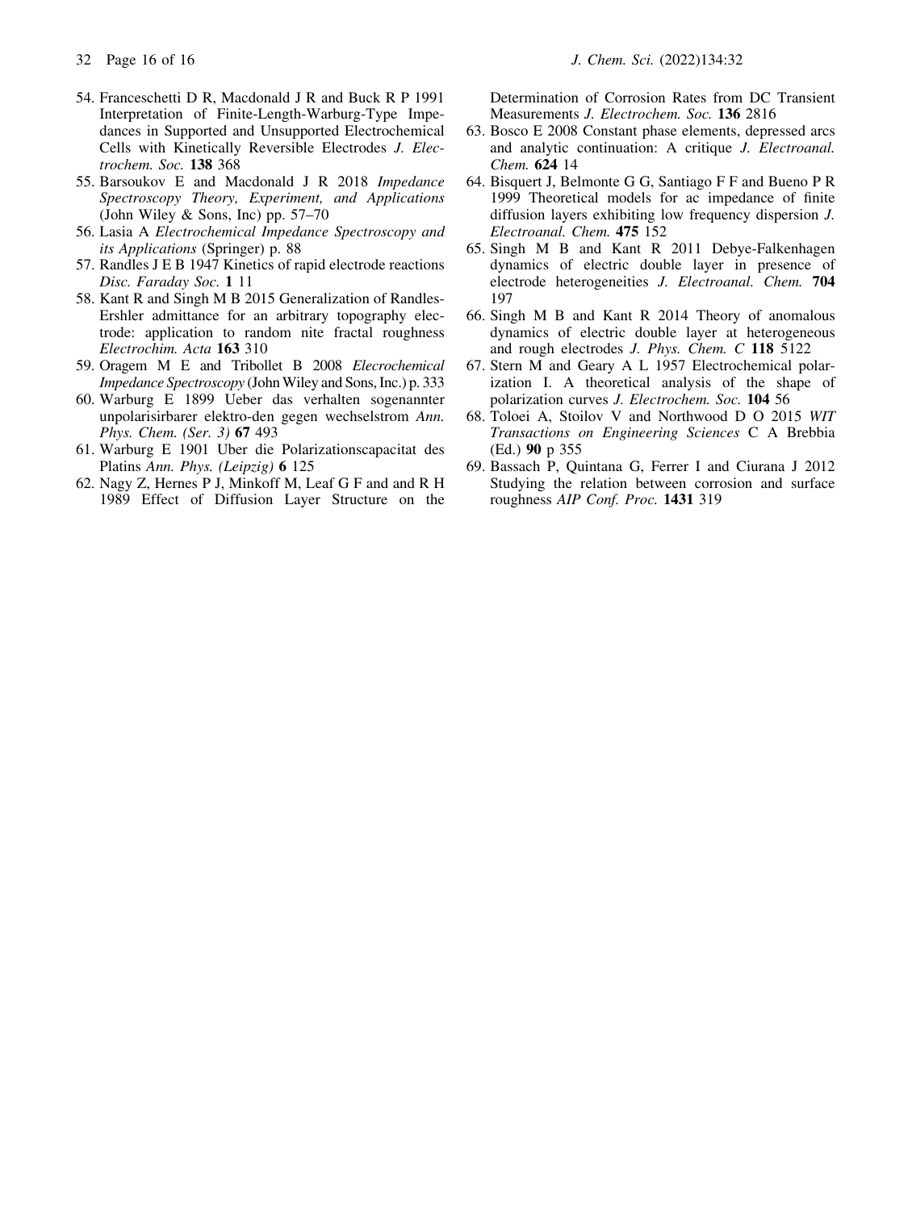54. Franceschetti D R, Macdonald J R and Buck R P 1991 Interpretation of Finite-Length-Warburg-Type Impedances in Supported and Unsupported Electrochemical Cells with Kinetically Reversible Electrodes *J. Electrochem. Soc.* **138** 368
55. Barsoukov E and Macdonald J R 2018 *Impedance Spectroscopy Theory, Experiment, and Applications* (John Wiley & Sons, Inc) pp. 57–70
56. Lasia A *Electrochemical Impedance Spectroscopy and its Applications* (Springer) p. 88
57. Randles J E B 1947 Kinetics of rapid electrode reactions *Disc. Faraday Soc.* **1** 11
58. Kant R and Singh M B 2015 Generalization of Randles-Ershler admittance for an arbitrary topography electrode: application to random nite fractal roughness *Electrochim. Acta* **163** 310
59. Oragem M E and Tribollet B 2008 *Elecrochemical Impedance Spectroscopy* (John Wiley and Sons, Inc.) p. 333
60. Warburg E 1899 Ueber das verhalten sogenannter unpolarisirbarer elektro-den gegen wechselstrom *Ann. Phys. Chem. (Ser. 3)* **67** 493
61. Warburg E 1901 Uber die Polarizationscapacitat des Platins *Ann. Phys. (Leipzig)* **6** 125
62. Nagy Z, Hernes P J, Minkoff M, Leaf G F and and R H 1989 Effect of Diffusion Layer Structure on the Determination of Corrosion Rates from DC Transient Measurements *J. Electrochem. Soc.* **136** 2816
63. Bosco E 2008 Constant phase elements, depressed arcs and analytic continuation: A critique *J. Electroanal. Chem.* **624** 14
64. Bisquert J, Belmonte G G, Santiago F F and Bueno P R 1999 Theoretical models for ac impedance of finite diffusion layers exhibiting low frequency dispersion *J. Electroanal. Chem.* **475** 152
65. Singh M B and Kant R 2011 Debye-Falkenhagen dynamics of electric double layer in presence of electrode heterogeneities *J. Electroanal. Chem.* **704** 197
66. Singh M B and Kant R 2014 Theory of anomalous dynamics of electric double layer at heterogeneous and rough electrodes *J. Phys. Chem. C* **118** 5122
67. Stern M and Geary A L 1957 Electrochemical polarization I. A theoretical analysis of the shape of polarization curves *J. Electrochem. Soc.* **104** 56
68. Toloei A, Stoilov V and Northwood D O 2015 *WIT Transactions on Engineering Sciences* C A Brebbia (Ed.) **90** p 355
69. Bassach P, Quintana G, Ferrer I and Ciurana J 2012 Studying the relation between corrosion and surface roughness *AIP Conf. Proc.* **1431** 319